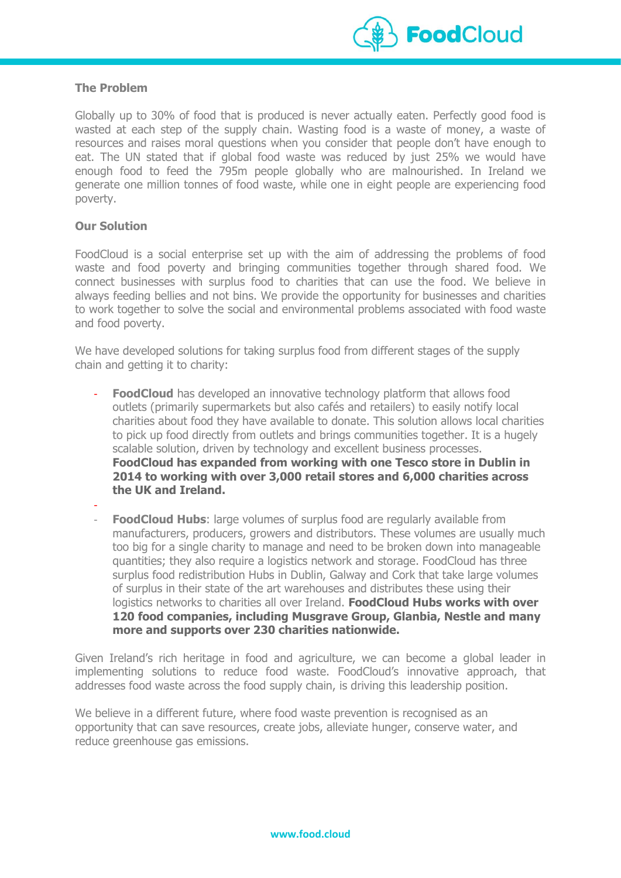## The Problem

Globally up to 30% of food that is produced is never actually eaten. Perfectly good food is wasted at each step of the supply chain. Wasting food is a waste of money, a waste of resources and raises moral questions when you consider that people don't have enough to eat. The UN stated that if global food waste was reduced by just 25% we would have enough food to feed the 795m people globally who are malnourished. In Ireland we generate one million tonnes of food waste, while one in eight people are experiencing food poverty.

## Our Solution

FoodCloud is a social enterprise set up with the aim of addressing the problems of food waste and food poverty and bringing communities together through shared food. We connect businesses with surplus food to charities that can use the food. We believe in always feeding bellies and not bins. We provide the opportunity for businesses and charities to work together to solve the social and environmental problems associated with food waste and food poverty.

We have developed solutions for taking surplus food from different stages of the supply chain and getting it to charity:

- **FoodCloud** has developed an innovative technology platform that allows food outlets (primarily supermarkets but also cafés and retailers) to easily notify local charities about food they have available to donate. This solution allows local charities to pick up food directly from outlets and brings communities together. It is a hugely scalable solution, driven by technology and excellent business processes. **FoodCloud has expanded from working with one Tesco store in Dublin in 2014 to working with over 3,000 retail stores and 6,000 charities across the UK and Ireland.**

- **FoodCloud Hubs**: large volumes of surplus food are regularly available from manufacturers, producers, growers and distributors. These volumes are usually much too big for a single charity to manage and need to be broken down into manageable quantities; they also require a logistics network and storage. FoodCloud has three surplus food redistribution Hubs in Dublin, Galway and Cork that take large volumes of surplus in their state of the art warehouses and distributes these using their logistics networks to charities all over Ireland. **FoodCloud Hubs works with over 120 food companies, including Musgrave Group, Glanbia, Nestle and many more and supports over 230 charities nationwide.**

Given Ireland's rich heritage in food and agriculture, we can become a global leader in implementing solutions to reduce food waste. FoodCloud's innovative approach, that addresses food waste across the food supply chain, is driving this leadership position.

We believe in a different future, where food waste prevention is recognised as an opportunity that can save resources, create jobs, alleviate hunger, conserve water, and reduce greenhouse gas emissions.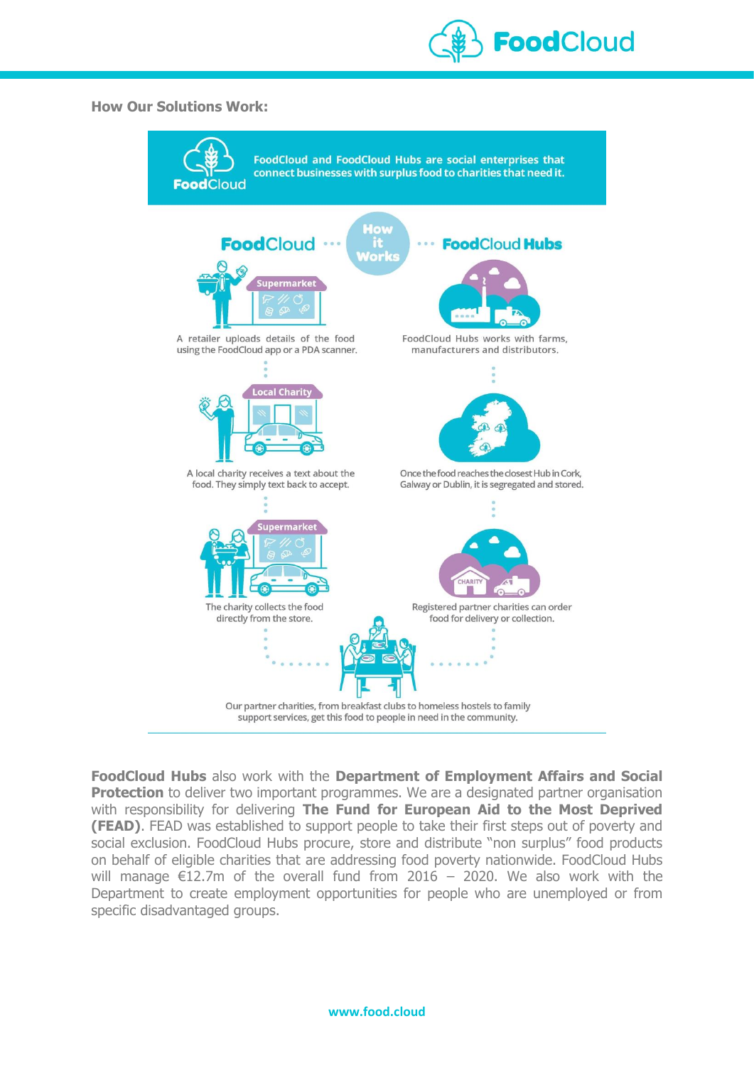**How Our Solutions Work:**

FoodCloud and FoodCloud Hubs are social enterprises that connect businesses with surplus food to charities that need it.

**How it Works**

**FoodCloud**

A retailer uploads details of the food using the FoodCloud app or a PDA scanner.

A local charity receives a text about the food. They simply text back to accept.

The charity collects the food directly from the store.

**FoodCloud Hubs**

FoodCloud Hubs works with farms, manufacturers and distributors.

Once the food reaches the closest Hub in Cork, Galway or Dublin, it is segregated and stored.

Registered partner charities can order food for delivery or collection.

Our partner charities, from breakfast clubs to homeless hostels to family support services, get this food to people in need in the community.

**FoodCloud Hubs** also work with the **Department of Employment Affairs and Social Protection** to deliver two important programmes. We are a designated partner organisation with responsibility for delivering **The Fund for European Aid to the Most Deprived (FEAD)**. FEAD was established to support people to take their first steps out of poverty and social exclusion. FoodCloud Hubs procure, store and distribute "non surplus" food products on behalf of eligible charities that are addressing food poverty nationwide. FoodCloud Hubs will manage €12.7m of the overall fund from 2016 – 2020. We also work with the Department to create employment opportunities for people who are unemployed or from specific disadvantaged groups.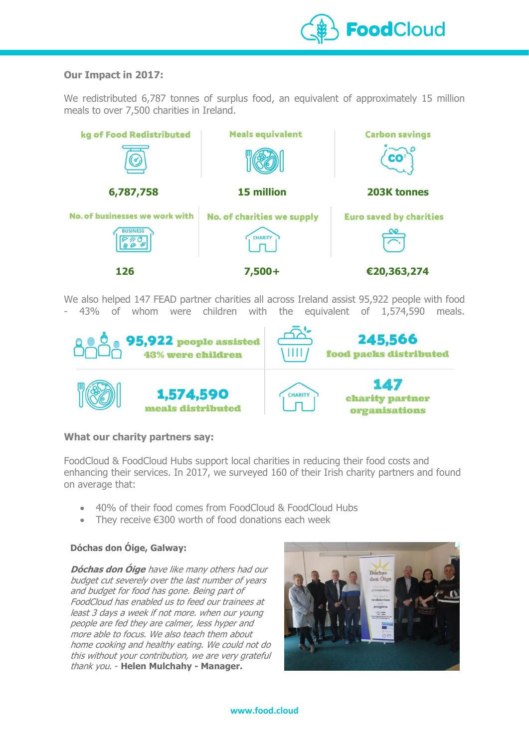**Our Impact in 2017:**

We redistributed 6,787 tonnes of surplus food, an equivalent of approximately 15 million meals to over 7,500 charities in Ireland.

| kg of Food Redistributed | Meals equivalent | Carbon savings |
|---|---|---|
| 6,787,758 | 15 million | 203K tonnes |
| **No. of businesses we work with** | **No. of charities we supply** | **Euro saved by charities** |
| 126 | 7,500+ | €20,363,274 |

We also helped 147 FEAD partner charities all across Ireland assist 95,922 people with food - 43% of whom were children with the equivalent of 1,574,590 meals.

| | |
|---|---|
| **95,922** people assisted, 43% were children | **245,566** food packs distributed |
| **1,574,590** meals distributed | **147** charity partner organisations |

**What our charity partners say:**

FoodCloud & FoodCloud Hubs support local charities in reducing their food costs and enhancing their services. In 2017, we surveyed 160 of their Irish charity partners and found on average that:

- 40% of their food comes from FoodCloud & FoodCloud Hubs
- They receive €300 worth of food donations each week

**Dóchas don Óige, Galway:**

***Dóchas don Óige*** *have like many others had our budget cut severely over the last number of years and budget for food has gone. Being part of FoodCloud has enabled us to feed our trainees at least 3 days a week if not more. when our young people are fed they are calmer, less hyper and more able to focus. We also teach them about home cooking and healthy eating. We could not do this without your contribution, we are very grateful thank you.* - **Helen Mulchahy - Manager.**

www.food.cloud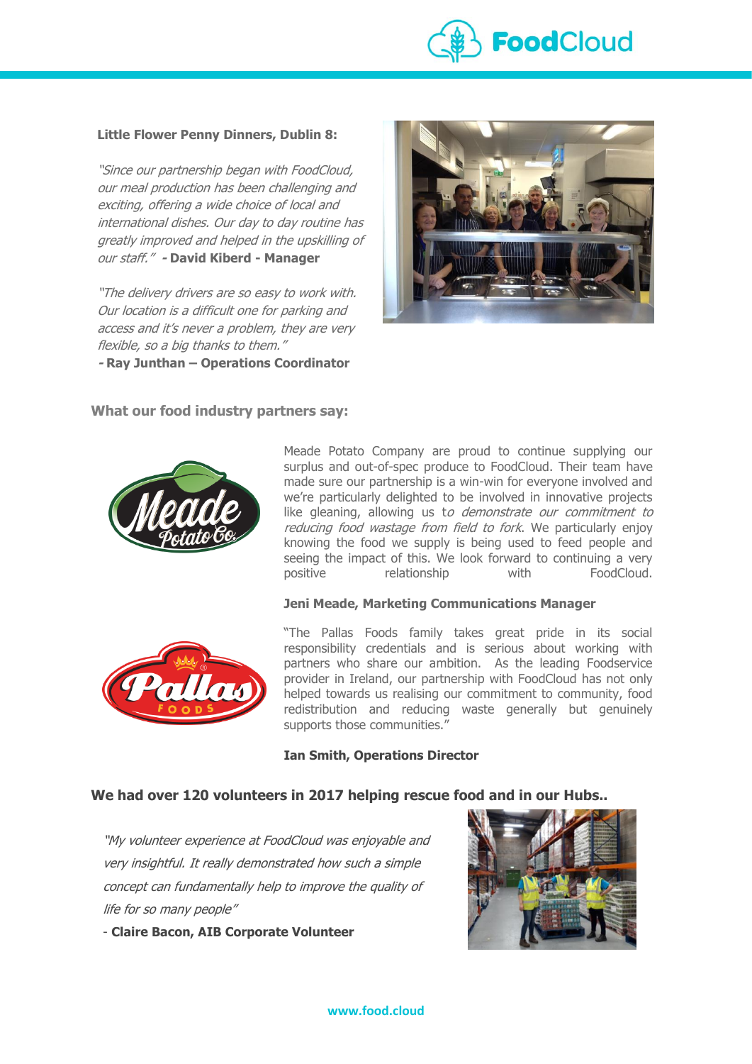**Little Flower Penny Dinners, Dublin 8:**

*"Since our partnership began with FoodCloud, our meal production has been challenging and exciting, offering a wide choice of local and international dishes. Our day to day routine has greatly improved and helped in the upskilling of our staff."* **- David Kiberd - Manager**

*"The delivery drivers are so easy to work with. Our location is a difficult one for parking and access and it's never a problem, they are very flexible, so a big thanks to them."*
**- Ray Junthan – Operations Coordinator**

## What our food industry partners say:

Meade Potato Company are proud to continue supplying our surplus and out-of-spec produce to FoodCloud. Their team have made sure our partnership is a win-win for everyone involved and we're particularly delighted to be involved in innovative projects like gleaning, allowing us t*o demonstrate our commitment to reducing food wastage from field to fork*. We particularly enjoy knowing the food we supply is being used to feed people and seeing the impact of this. We look forward to continuing a very positive relationship with FoodCloud.

**Jeni Meade, Marketing Communications Manager**

"The Pallas Foods family takes great pride in its social responsibility credentials and is serious about working with partners who share our ambition. As the leading Foodservice provider in Ireland, our partnership with FoodCloud has not only helped towards us realising our commitment to community, food redistribution and reducing waste generally but genuinely supports those communities."

**Ian Smith, Operations Director**

## We had over 120 volunteers in 2017 helping rescue food and in our Hubs..

*"My volunteer experience at FoodCloud was enjoyable and very insightful. It really demonstrated how such a simple concept can fundamentally help to improve the quality of life for so many people"*

- **Claire Bacon, AIB Corporate Volunteer**

**www.food.cloud**